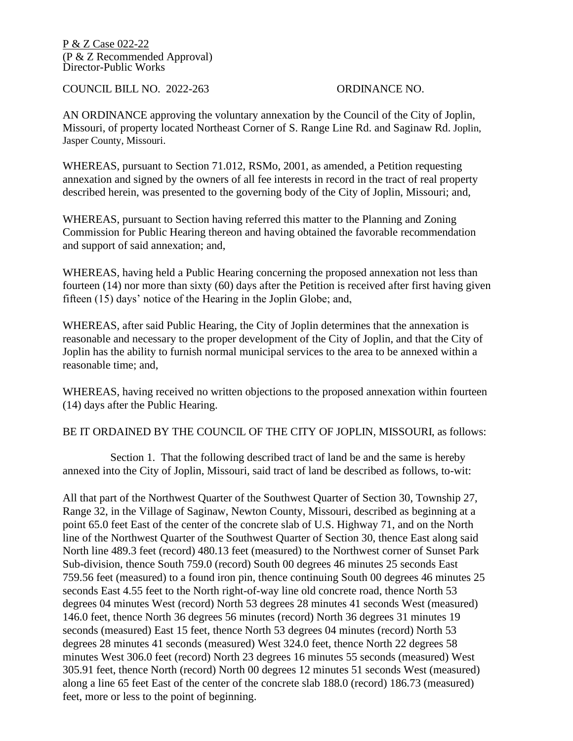P & Z Case 022-22
(P & Z Recommended Approval)
Director-Public Works

COUNCIL BILL NO. 2022-263 ORDINANCE NO.

AN ORDINANCE approving the voluntary annexation by the Council of the City of Joplin, Missouri, of property located Northeast Corner of S. Range Line Rd. and Saginaw Rd. Joplin, Jasper County, Missouri.

WHEREAS, pursuant to Section 71.012, RSMo, 2001, as amended, a Petition requesting annexation and signed by the owners of all fee interests in record in the tract of real property described herein, was presented to the governing body of the City of Joplin, Missouri; and,

WHEREAS, pursuant to Section having referred this matter to the Planning and Zoning Commission for Public Hearing thereon and having obtained the favorable recommendation and support of said annexation; and,

WHEREAS, having held a Public Hearing concerning the proposed annexation not less than fourteen (14) nor more than sixty (60) days after the Petition is received after first having given fifteen (15) days' notice of the Hearing in the Joplin Globe; and,

WHEREAS, after said Public Hearing, the City of Joplin determines that the annexation is reasonable and necessary to the proper development of the City of Joplin, and that the City of Joplin has the ability to furnish normal municipal services to the area to be annexed within a reasonable time; and,

WHEREAS, having received no written objections to the proposed annexation within fourteen (14) days after the Public Hearing.

BE IT ORDAINED BY THE COUNCIL OF THE CITY OF JOPLIN, MISSOURI, as follows:

Section 1. That the following described tract of land be and the same is hereby annexed into the City of Joplin, Missouri, said tract of land be described as follows, to-wit:

All that part of the Northwest Quarter of the Southwest Quarter of Section 30, Township 27, Range 32, in the Village of Saginaw, Newton County, Missouri, described as beginning at a point 65.0 feet East of the center of the concrete slab of U.S. Highway 71, and on the North line of the Northwest Quarter of the Southwest Quarter of Section 30, thence East along said North line 489.3 feet (record) 480.13 feet (measured) to the Northwest corner of Sunset Park Sub-division, thence South 759.0 (record) South 00 degrees 46 minutes 25 seconds East 759.56 feet (measured) to a found iron pin, thence continuing South 00 degrees 46 minutes 25 seconds East 4.55 feet to the North right-of-way line old concrete road, thence North 53 degrees 04 minutes West (record) North 53 degrees 28 minutes 41 seconds West (measured) 146.0 feet, thence North 36 degrees 56 minutes (record) North 36 degrees 31 minutes 19 seconds (measured) East 15 feet, thence North 53 degrees 04 minutes (record) North 53 degrees 28 minutes 41 seconds (measured) West 324.0 feet, thence North 22 degrees 58 minutes West 306.0 feet (record) North 23 degrees 16 minutes 55 seconds (measured) West 305.91 feet, thence North (record) North 00 degrees 12 minutes 51 seconds West (measured) along a line 65 feet East of the center of the concrete slab 188.0 (record) 186.73 (measured) feet, more or less to the point of beginning.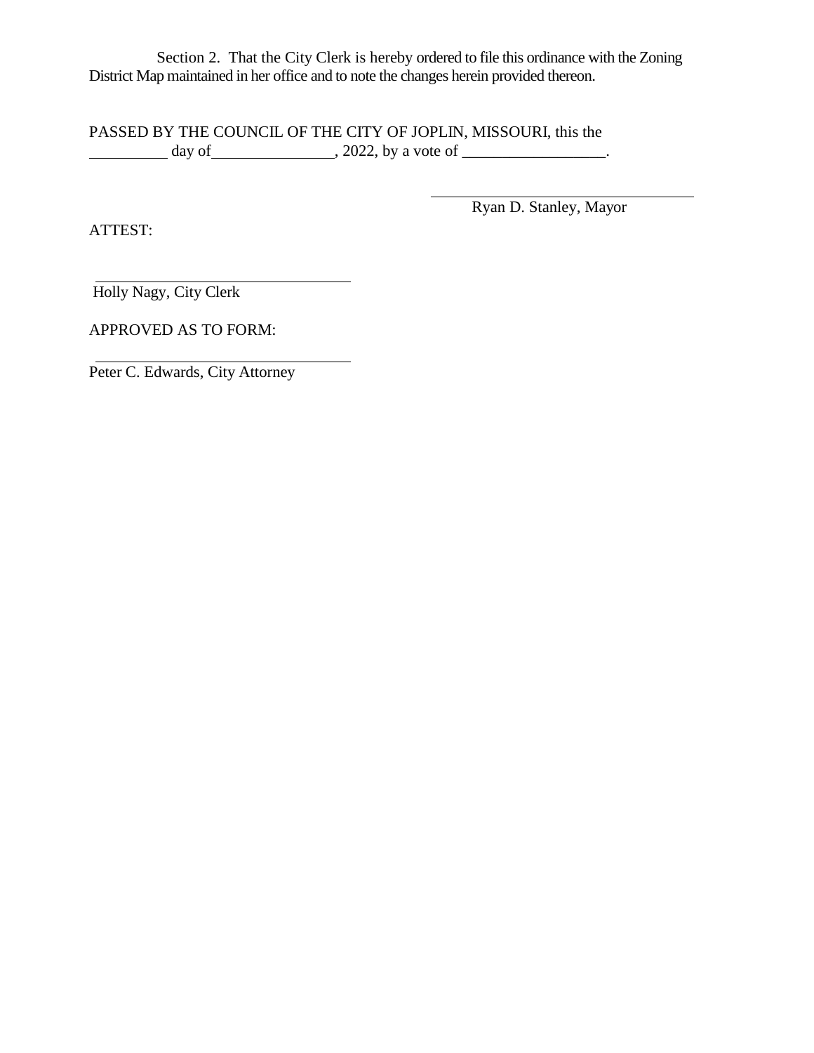Section 2. That the City Clerk is hereby ordered to file this ordinance with the Zoning District Map maintained in her office and to note the changes herein provided thereon.

PASSED BY THE COUNCIL OF THE CITY OF JOPLIN, MISSOURI, this the __________ day of________________, 2022, by a vote of __________________.

\_\_\_\_\_\_\_\_\_\_\_\_\_\_\_\_\_\_\_\_\_\_\_\_\_\_\_\_\_\_\_\_\_\_\_\_
Ryan D. Stanley, Mayor

ATTEST:

\_\_\_\_\_\_\_\_\_\_\_\_\_\_\_\_\_\_\_\_\_\_\_\_\_\_\_\_\_\_\_\_\_\_\_\_
Holly Nagy, City Clerk

APPROVED AS TO FORM:

\_\_\_\_\_\_\_\_\_\_\_\_\_\_\_\_\_\_\_\_\_\_\_\_\_\_\_\_\_\_\_\_\_\_\_\_
Peter C. Edwards, City Attorney